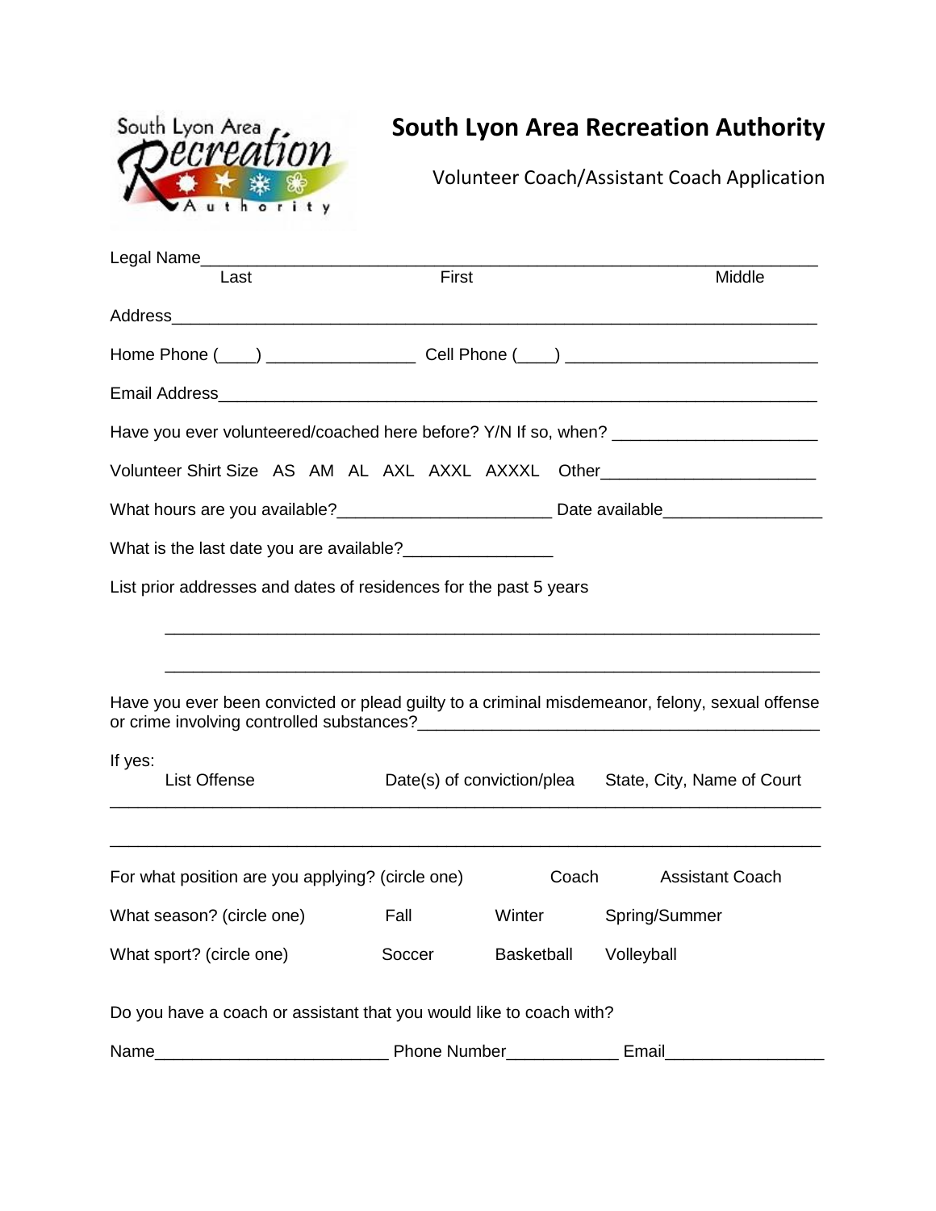South Lyon Area Recreation Authority

# South Lyon Area Recreation Authority

Volunteer Coach/Assistant Coach Application

Legal Name\_\_\_\_\_\_\_\_\_\_\_\_\_\_\_\_\_\_\_\_\_\_\_\_\_\_\_\_\_\_\_\_\_\_\_\_\_\_\_\_\_\_\_\_\_\_\_\_\_\_\_\_\_\_\_\_\_\_\_\_\_\_

Last First Middle

Address\_\_\_\_\_\_\_\_\_\_\_\_\_\_\_\_\_\_\_\_\_\_\_\_\_\_\_\_\_\_\_\_\_\_\_\_\_\_\_\_\_\_\_\_\_\_\_\_\_\_\_\_\_\_\_\_\_\_\_\_\_\_\_\_\_\_

Home Phone (\_\_\_\_) \_\_\_\_\_\_\_\_\_\_\_\_\_\_\_\_ Cell Phone (\_\_\_\_) \_\_\_\_\_\_\_\_\_\_\_\_\_\_\_\_\_\_\_\_\_\_\_\_\_\_\_

Email Address\_\_\_\_\_\_\_\_\_\_\_\_\_\_\_\_\_\_\_\_\_\_\_\_\_\_\_\_\_\_\_\_\_\_\_\_\_\_\_\_\_\_\_\_\_\_\_\_\_\_\_\_\_\_\_\_\_\_\_\_\_\_

Have you ever volunteered/coached here before? Y/N If so, when? \_\_\_\_\_\_\_\_\_\_\_\_\_\_\_\_\_\_\_\_\_\_

Volunteer Shirt Size AS AM AL AXL AXXL AXXXL Other\_\_\_\_\_\_\_\_\_\_\_\_\_\_\_\_\_\_\_\_\_\_\_

What hours are you available?\_\_\_\_\_\_\_\_\_\_\_\_\_\_\_\_\_\_\_\_\_\_\_ Date available\_\_\_\_\_\_\_\_\_\_\_\_\_\_\_\_\_

What is the last date you are available?\_\_\_\_\_\_\_\_\_\_\_\_\_\_\_\_

List prior addresses and dates of residences for the past 5 years

\_\_\_\_\_\_\_\_\_\_\_\_\_\_\_\_\_\_\_\_\_\_\_\_\_\_\_\_\_\_\_\_\_\_\_\_\_\_\_\_\_\_\_\_\_\_\_\_\_\_\_\_\_\_\_\_\_\_\_\_\_\_\_\_\_\_\_\_

\_\_\_\_\_\_\_\_\_\_\_\_\_\_\_\_\_\_\_\_\_\_\_\_\_\_\_\_\_\_\_\_\_\_\_\_\_\_\_\_\_\_\_\_\_\_\_\_\_\_\_\_\_\_\_\_\_\_\_\_\_\_\_\_\_\_\_\_

Have you ever been convicted or plead guilty to a criminal misdemeanor, felony, sexual offense or crime involving controlled substances?\_\_\_\_\_\_\_\_\_\_\_\_\_\_\_\_\_\_\_\_\_\_\_\_\_\_\_\_\_\_\_\_\_\_\_\_\_\_\_\_\_\_\_

If yes:

| List Offense | Date(s) of conviction/plea | State, City, Name of Court |
| --- | --- | --- |
| | | |
| | | |

For what position are you applying? (circle one) Coach Assistant Coach

What season? (circle one) Fall Winter Spring/Summer

What sport? (circle one) Soccer Basketball Volleyball

Do you have a coach or assistant that you would like to coach with?

Name\_\_\_\_\_\_\_\_\_\_\_\_\_\_\_\_\_\_\_\_\_\_\_\_\_ Phone Number\_\_\_\_\_\_\_\_\_\_\_\_ Email\_\_\_\_\_\_\_\_\_\_\_\_\_\_\_\_\_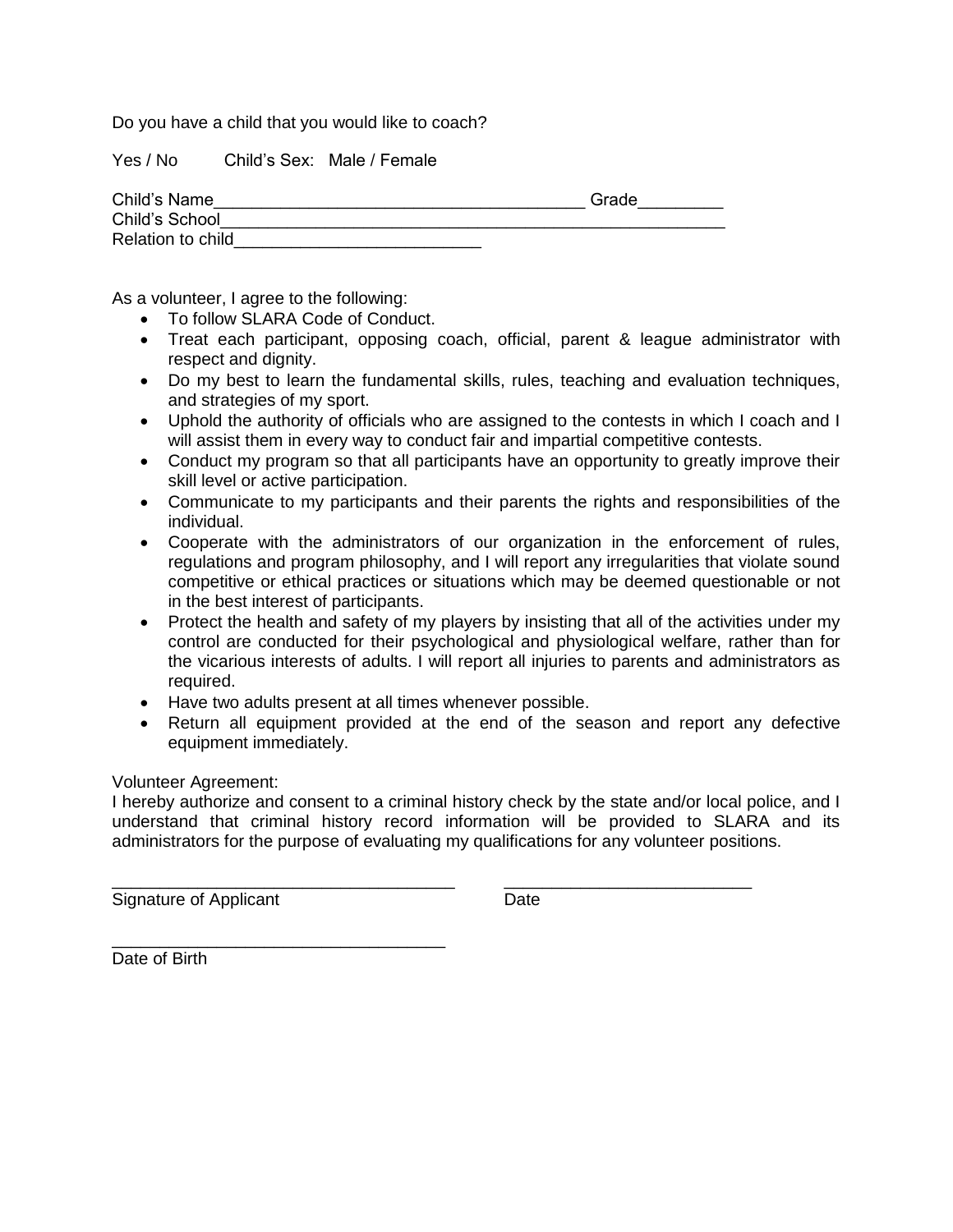Do you have a child that you would like to coach?

Yes / No  Child's Sex: Male / Female

Child's Name_______________________________________ Grade_________
Child's School_______________________________________________________
Relation to child__________________________

As a volunteer, I agree to the following:

- To follow SLARA Code of Conduct.
- Treat each participant, opposing coach, official, parent & league administrator with respect and dignity.
- Do my best to learn the fundamental skills, rules, teaching and evaluation techniques, and strategies of my sport.
- Uphold the authority of officials who are assigned to the contests in which I coach and I will assist them in every way to conduct fair and impartial competitive contests.
- Conduct my program so that all participants have an opportunity to greatly improve their skill level or active participation.
- Communicate to my participants and their parents the rights and responsibilities of the individual.
- Cooperate with the administrators of our organization in the enforcement of rules, regulations and program philosophy, and I will report any irregularities that violate sound competitive or ethical practices or situations which may be deemed questionable or not in the best interest of participants.
- Protect the health and safety of my players by insisting that all of the activities under my control are conducted for their psychological and physiological welfare, rather than for the vicarious interests of adults. I will report all injuries to parents and administrators as required.
- Have two adults present at all times whenever possible.
- Return all equipment provided at the end of the season and report any defective equipment immediately.

Volunteer Agreement:
I hereby authorize and consent to a criminal history check by the state and/or local police, and I understand that criminal history record information will be provided to SLARA and its administrators for the purpose of evaluating my qualifications for any volunteer positions.

____________________________________  __________________________
Signature of Applicant  Date

___________________________________
Date of Birth